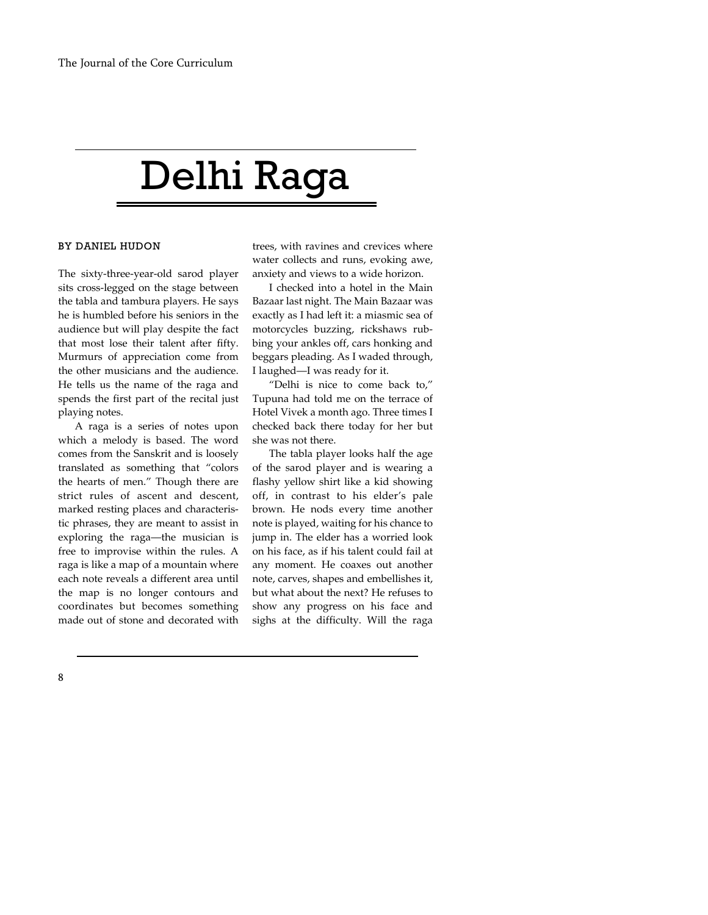# Delhi Raga

BY DANIEL HUDON

The sixty-three-year-old sarod player sits cross-legged on the stage between the tabla and tambura players. He says he is humbled before his seniors in the audience but will play despite the fact that most lose their talent after fifty. Murmurs of appreciation come from the other musicians and the audience. He tells us the name of the raga and spends the first part of the recital just playing notes.

A raga is a series of notes upon which a melody is based. The word comes from the Sanskrit and is loosely translated as something that "colors the hearts of men." Though there are strict rules of ascent and descent, marked resting places and characteristic phrases, they are meant to assist in exploring the raga—the musician is free to improvise within the rules. A raga is like a map of a mountain where each note reveals a different area until the map is no longer contours and coordinates but becomes something made out of stone and decorated with trees, with ravines and crevices where water collects and runs, evoking awe, anxiety and views to a wide horizon.

I checked into a hotel in the Main Bazaar last night. The Main Bazaar was exactly as I had left it: a miasmic sea of motorcycles buzzing, rickshaws rubbing your ankles off, cars honking and beggars pleading. As I waded through, I laughed—I was ready for it.

"Delhi is nice to come back to," Tupuna had told me on the terrace of Hotel Vivek a month ago. Three times I checked back there today for her but she was not there.

The tabla player looks half the age of the sarod player and is wearing a flashy yellow shirt like a kid showing off, in contrast to his elder's pale brown. He nods every time another note is played, waiting for his chance to jump in. The elder has a worried look on his face, as if his talent could fail at any moment. He coaxes out another note, carves, shapes and embellishes it, but what about the next? He refuses to show any progress on his face and sighs at the difficulty. Will the raga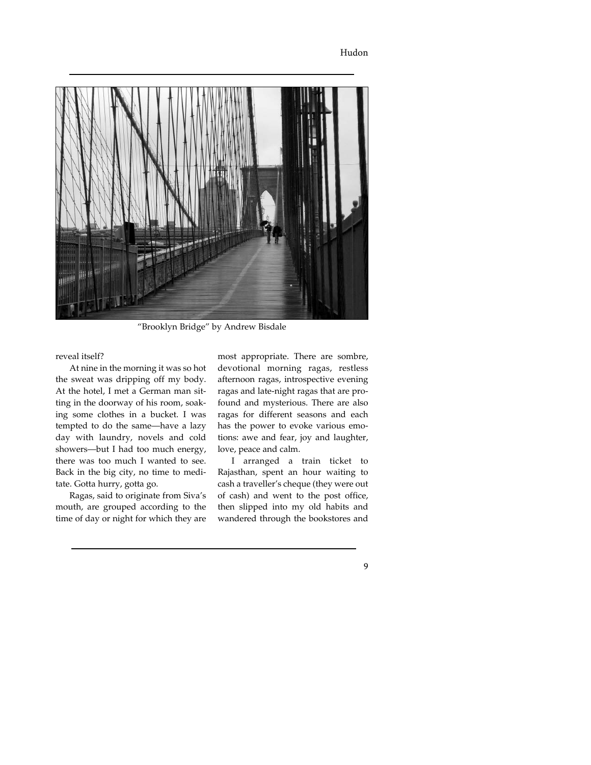"Brooklyn Bridge" by Andrew Bisdale

reveal itself?

At nine in the morning it was so hot the sweat was dripping off my body. At the hotel, I met a German man sitting in the doorway of his room, soaking some clothes in a bucket. I was tempted to do the same—have a lazy day with laundry, novels and cold showers—but I had too much energy, there was too much I wanted to see. Back in the big city, no time to meditate. Gotta hurry, gotta go.

Ragas, said to originate from Siva's mouth, are grouped according to the time of day or night for which they are most appropriate. There are sombre, devotional morning ragas, restless afternoon ragas, introspective evening ragas and late-night ragas that are profound and mysterious. There are also ragas for different seasons and each has the power to evoke various emotions: awe and fear, joy and laughter, love, peace and calm.

I arranged a train ticket to Rajasthan, spent an hour waiting to cash a traveller's cheque (they were out of cash) and went to the post office, then slipped into my old habits and wandered through the bookstores and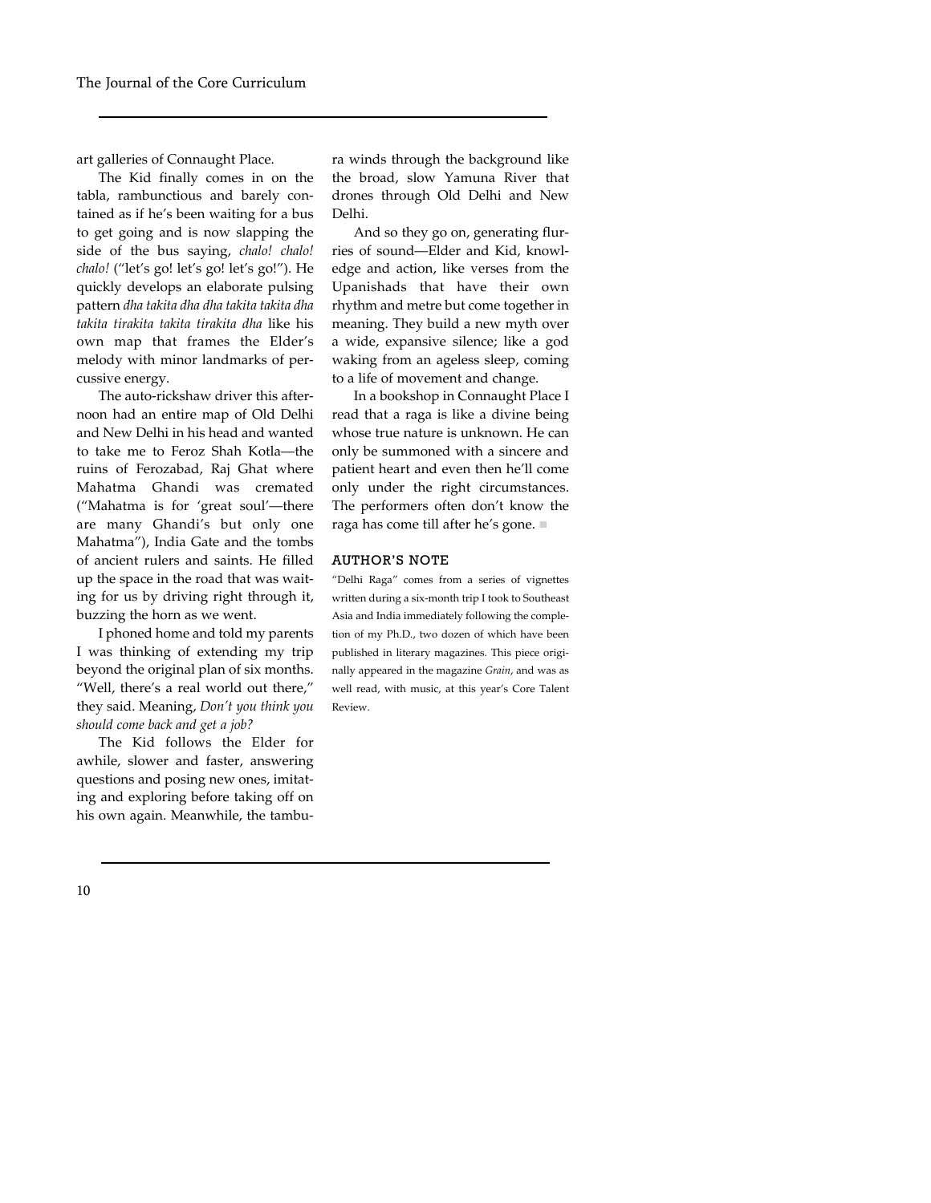art galleries of Connaught Place.

The Kid finally comes in on the tabla, rambunctious and barely contained as if he's been waiting for a bus to get going and is now slapping the side of the bus saying, *chalo! chalo! chalo!* ("let's go! let's go! let's go!"). He quickly develops an elaborate pulsing pattern *dha takita dha dha takita takita dha takita tirakita takita tirakita dha* like his own map that frames the Elder's melody with minor landmarks of percussive energy.

The auto-rickshaw driver this afternoon had an entire map of Old Delhi and New Delhi in his head and wanted to take me to Feroz Shah Kotla—the ruins of Ferozabad, Raj Ghat where Mahatma Ghandi was cremated ("Mahatma is for 'great soul'—there are many Ghandi's but only one Mahatma"), India Gate and the tombs of ancient rulers and saints. He filled up the space in the road that was waiting for us by driving right through it, buzzing the horn as we went.

I phoned home and told my parents I was thinking of extending my trip beyond the original plan of six months. "Well, there's a real world out there," they said. Meaning, *Don't you think you should come back and get a job?*

The Kid follows the Elder for awhile, slower and faster, answering questions and posing new ones, imitating and exploring before taking off on his own again. Meanwhile, the tambura winds through the background like the broad, slow Yamuna River that drones through Old Delhi and New Delhi.

And so they go on, generating flurries of sound—Elder and Kid, knowledge and action, like verses from the Upanishads that have their own rhythm and metre but come together in meaning. They build a new myth over a wide, expansive silence; like a god waking from an ageless sleep, coming to a life of movement and change.

In a bookshop in Connaught Place I read that a raga is like a divine being whose true nature is unknown. He can only be summoned with a sincere and patient heart and even then he'll come only under the right circumstances. The performers often don't know the raga has come till after he's gone. ■

## AUTHOR'S NOTE

"Delhi Raga" comes from a series of vignettes written during a six-month trip I took to Southeast Asia and India immediately following the completion of my Ph.D., two dozen of which have been published in literary magazines. This piece originally appeared in the magazine *Grain*, and was as well read, with music, at this year's Core Talent Review.